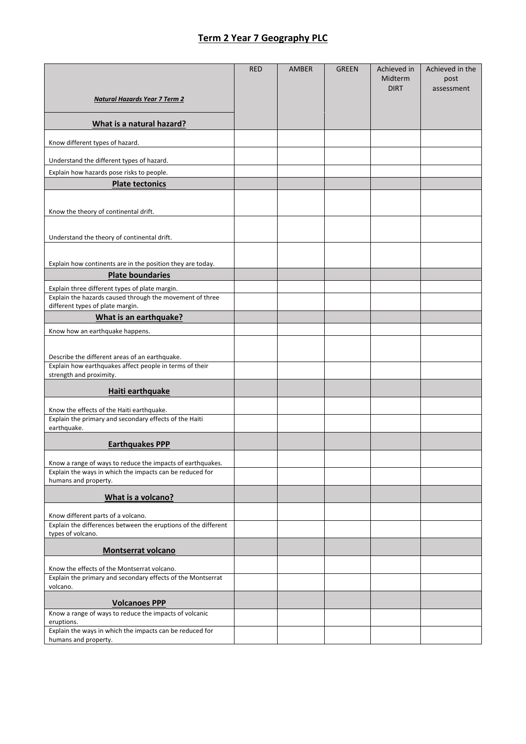# Term 2 Year 7 Geography PLC

| ***Natural Hazards Year 7 Term 2*** | RED | AMBER | GREEN | Achieved in Midterm DIRT | Achieved in the post assessment |
|---|---|---|---|---|---|
| **What is a natural hazard?** | | | | | |
| Know different types of hazard. | | | | | |
| Understand the different types of hazard. | | | | | |
| Explain how hazards pose risks to people. | | | | | |
| **Plate tectonics** | | | | | |
| Know the theory of continental drift. | | | | | |
| Understand the theory of continental drift. | | | | | |
| Explain how continents are in the position they are today. | | | | | |
| **Plate boundaries** | | | | | |
| Explain three different types of plate margin. | | | | | |
| Explain the hazards caused through the movement of three different types of plate margin. | | | | | |
| **What is an earthquake?** | | | | | |
| Know how an earthquake happens. | | | | | |
| Describe the different areas of an earthquake. | | | | | |
| Explain how earthquakes affect people in terms of their strength and proximity. | | | | | |
| **Haiti earthquake** | | | | | |
| Know the effects of the Haiti earthquake. | | | | | |
| Explain the primary and secondary effects of the Haiti earthquake. | | | | | |
| **Earthquakes PPP** | | | | | |
| Know a range of ways to reduce the impacts of earthquakes. | | | | | |
| Explain the ways in which the impacts can be reduced for humans and property. | | | | | |
| **What is a volcano?** | | | | | |
| Know different parts of a volcano. | | | | | |
| Explain the differences between the eruptions of the different types of volcano. | | | | | |
| **Montserrat volcano** | | | | | |
| Know the effects of the Montserrat volcano. | | | | | |
| Explain the primary and secondary effects of the Montserrat volcano. | | | | | |
| **Volcanoes PPP** | | | | | |
| Know a range of ways to reduce the impacts of volcanic eruptions. | | | | | |
| Explain the ways in which the impacts can be reduced for humans and property. | | | | | |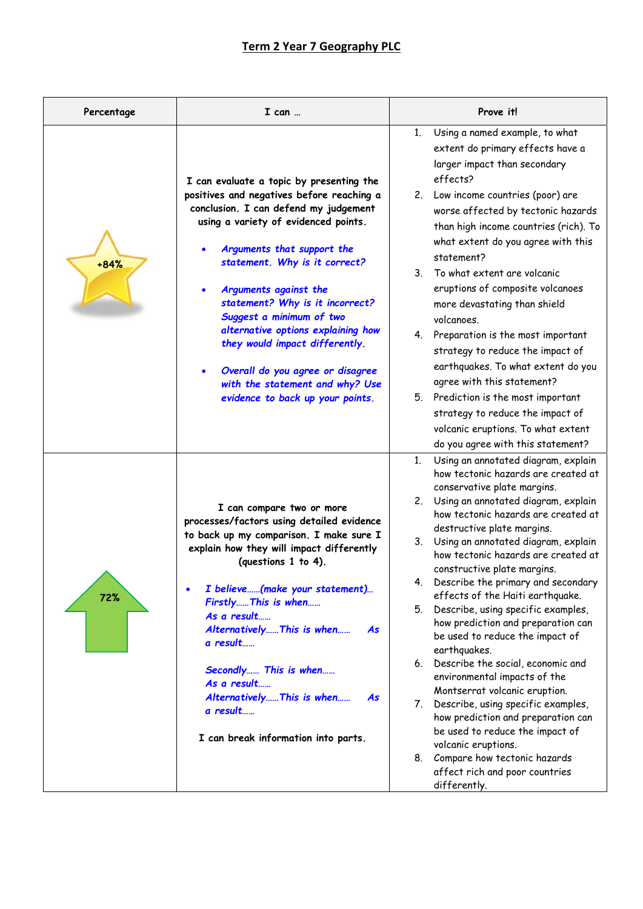# Term 2 Year 7 Geography PLC

| Percentage | I can … | Prove it! |
|---|---|---|
| +84% | I can evaluate a topic by presenting the positives and negatives before reaching a conclusion. I can defend my judgement using a variety of evidenced points.<br><br>• *Arguments that support the statement. Why is it correct?*<br><br>• *Arguments against the statement? Why is it incorrect? Suggest a minimum of two alternative options explaining how they would impact differently.*<br><br>• *Overall do you agree or disagree with the statement and why? Use evidence to back up your points.* | 1. Using a named example, to what extent do primary effects have a larger impact than secondary effects?<br>2. Low income countries (poor) are worse affected by tectonic hazards than high income countries (rich). To what extent do you agree with this statement?<br>3. To what extent are volcanic eruptions of composite volcanoes more devastating than shield volcanoes.<br>4. Preparation is the most important strategy to reduce the impact of earthquakes. To what extent do you agree with this statement?<br>5. Prediction is the most important strategy to reduce the impact of volcanic eruptions. To what extent do you agree with this statement? |
| 72% | I can compare two or more processes/factors using detailed evidence to back up my comparison. I make sure I explain how they will impact differently (questions 1 to 4).<br><br>• *I believe……(make your statement)… Firstly……This is when…… As a result…… Alternatively……This is when…… As a result……*<br><br>*Secondly…… This is when…… As a result…… Alternatively……This is when…… As a result……*<br><br>I can break information into parts. | 1. Using an annotated diagram, explain how tectonic hazards are created at conservative plate margins.<br>2. Using an annotated diagram, explain how tectonic hazards are created at destructive plate margins.<br>3. Using an annotated diagram, explain how tectonic hazards are created at constructive plate margins.<br>4. Describe the primary and secondary effects of the Haiti earthquake.<br>5. Describe, using specific examples, how prediction and preparation can be used to reduce the impact of earthquakes.<br>6. Describe the social, economic and environmental impacts of the Montserrat volcanic eruption.<br>7. Describe, using specific examples, how prediction and preparation can be used to reduce the impact of volcanic eruptions.<br>8. Compare how tectonic hazards affect rich and poor countries differently. |